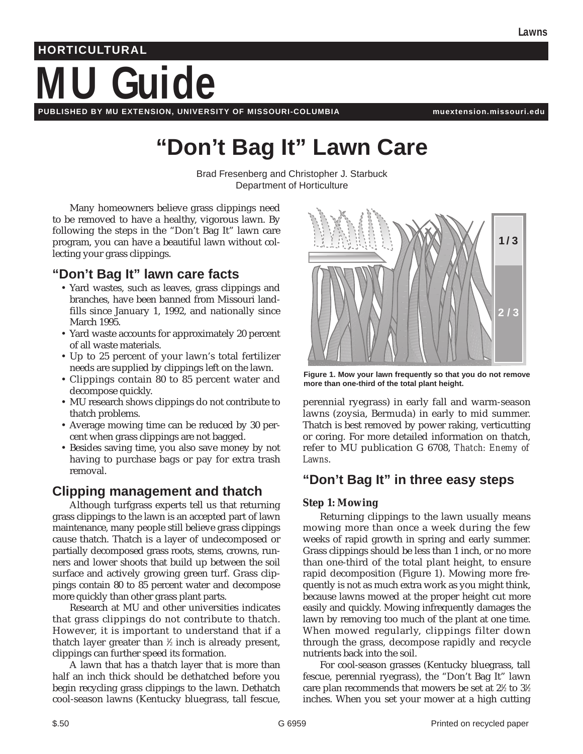HORTICULTURAL

# MU Guide

PUBLISHED BY MU EXTENSION, UNIVERSITY OF MISSOURI-COLUMBIA muextension.missouri.edu

# "Don't Bag It" Lawn Care

Brad Fresenberg and Christopher J. Starbuck
Department of Horticulture

Many homeowners believe grass clippings need to be removed to have a healthy, vigorous lawn. By following the steps in the "Don't Bag It" lawn care program, you can have a beautiful lawn without collecting your grass clippings.

## "Don't Bag It" lawn care facts

- Yard wastes, such as leaves, grass clippings and branches, have been banned from Missouri landfills since January 1, 1992, and nationally since March 1995.
- Yard waste accounts for approximately 20 percent of all waste materials.
- Up to 25 percent of your lawn's total fertilizer needs are supplied by clippings left on the lawn.
- Clippings contain 80 to 85 percent water and decompose quickly.
- MU research shows clippings do not contribute to thatch problems.
- Average mowing time can be reduced by 30 percent when grass clippings are not bagged.
- Besides saving time, you also save money by not having to purchase bags or pay for extra trash removal.

## Clipping management and thatch

Although turfgrass experts tell us that returning grass clippings to the lawn is an accepted part of lawn maintenance, many people still believe grass clippings cause thatch. Thatch is a layer of undecomposed or partially decomposed grass roots, stems, crowns, runners and lower shoots that build up between the soil surface and actively growing green turf. Grass clippings contain 80 to 85 percent water and decompose more quickly than other grass plant parts.

Research at MU and other universities indicates that grass clippings do not contribute to thatch. However, it is important to understand that if a thatch layer greater than ½ inch is already present, clippings can further speed its formation.

A lawn that has a thatch layer that is more than half an inch thick should be dethatched before you begin recycling grass clippings to the lawn. Dethatch cool-season lawns (Kentucky bluegrass, tall fescue, perennial ryegrass) in early fall and warm-season lawns (zoysia, Bermuda) in early to mid summer. Thatch is best removed by power raking, verticutting or coring. For more detailed information on thatch, refer to MU publication G 6708, *Thatch: Enemy of Lawns*.

**Figure 1. Mow your lawn frequently so that you do not remove more than one-third of the total plant height.**

## "Don't Bag It" in three easy steps

### Step 1: Mowing

Returning clippings to the lawn usually means mowing more than once a week during the few weeks of rapid growth in spring and early summer. Grass clippings should be less than 1 inch, or no more than one-third of the total plant height, to ensure rapid decomposition (Figure 1). Mowing more frequently is not as much extra work as you might think, because lawns mowed at the proper height cut more easily and quickly. Mowing infrequently damages the lawn by removing too much of the plant at one time. When mowed regularly, clippings filter down through the grass, decompose rapidly and recycle nutrients back into the soil.

For cool-season grasses (Kentucky bluegrass, tall fescue, perennial ryegrass), the "Don't Bag It" lawn care plan recommends that mowers be set at 2½ to 3½ inches. When you set your mower at a high cutting

$.50 G 6959 Printed on recycled paper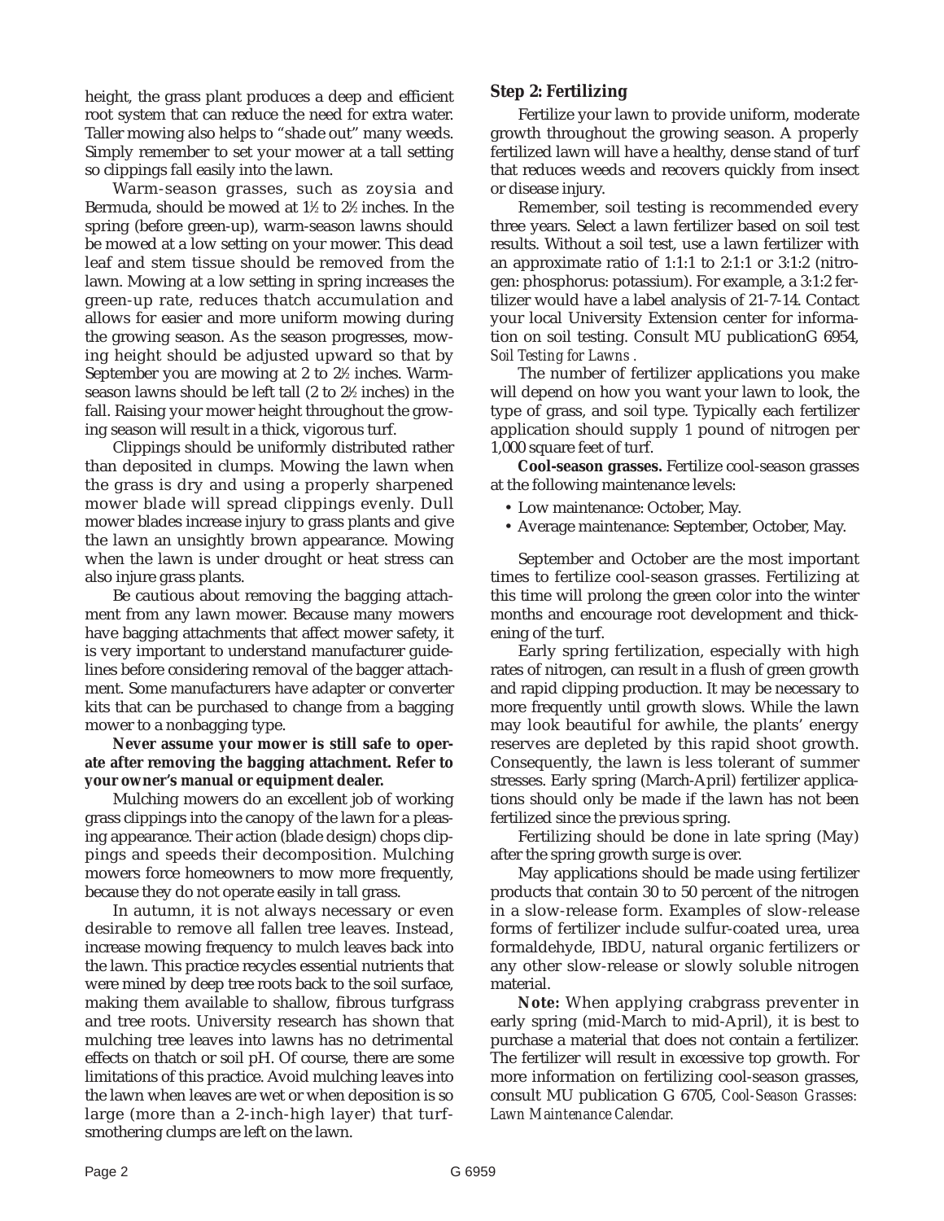height, the grass plant produces a deep and efficient root system that can reduce the need for extra water. Taller mowing also helps to "shade out" many weeds. Simply remember to set your mower at a tall setting so clippings fall easily into the lawn.

Warm-season grasses, such as zoysia and Bermuda, should be mowed at 1½ to 2½ inches. In the spring (before green-up), warm-season lawns should be mowed at a low setting on your mower. This dead leaf and stem tissue should be removed from the lawn. Mowing at a low setting in spring increases the green-up rate, reduces thatch accumulation and allows for easier and more uniform mowing during the growing season. As the season progresses, mowing height should be adjusted upward so that by September you are mowing at 2 to 2½ inches. Warm-season lawns should be left tall (2 to 2½ inches) in the fall. Raising your mower height throughout the growing season will result in a thick, vigorous turf.

Clippings should be uniformly distributed rather than deposited in clumps. Mowing the lawn when the grass is dry and using a properly sharpened mower blade will spread clippings evenly. Dull mower blades increase injury to grass plants and give the lawn an unsightly brown appearance. Mowing when the lawn is under drought or heat stress can also injure grass plants.

Be cautious about removing the bagging attachment from any lawn mower. Because many mowers have bagging attachments that affect mower safety, it is very important to understand manufacturer guidelines before considering removal of the bagger attachment. Some manufacturers have adapter or converter kits that can be purchased to change from a bagging mower to a nonbagging type.

**Never assume your mower is still safe to operate after removing the bagging attachment. Refer to your owner's manual or equipment dealer.**

Mulching mowers do an excellent job of working grass clippings into the canopy of the lawn for a pleasing appearance. Their action (blade design) chops clippings and speeds their decomposition. Mulching mowers force homeowners to mow more frequently, because they do not operate easily in tall grass.

In autumn, it is not always necessary or even desirable to remove all fallen tree leaves. Instead, increase mowing frequency to mulch leaves back into the lawn. This practice recycles essential nutrients that were mined by deep tree roots back to the soil surface, making them available to shallow, fibrous turfgrass and tree roots. University research has shown that mulching tree leaves into lawns has no detrimental effects on thatch or soil pH. Of course, there are some limitations of this practice. Avoid mulching leaves into the lawn when leaves are wet or when deposition is so large (more than a 2-inch-high layer) that turf-smothering clumps are left on the lawn.

## Step 2: Fertilizing

Fertilize your lawn to provide uniform, moderate growth throughout the growing season. A properly fertilized lawn will have a healthy, dense stand of turf that reduces weeds and recovers quickly from insect or disease injury.

Remember, soil testing is recommended every three years. Select a lawn fertilizer based on soil test results. Without a soil test, use a lawn fertilizer with an approximate ratio of 1:1:1 to 2:1:1 or 3:1:2 (nitrogen: phosphorus: potassium). For example, a 3:1:2 fertilizer would have a label analysis of 21-7-14. Contact your local University Extension center for information on soil testing. Consult MU publicationG 6954, *Soil Testing for Lawns* .

The number of fertilizer applications you make will depend on how you want your lawn to look, the type of grass, and soil type. Typically each fertilizer application should supply 1 pound of nitrogen per 1,000 square feet of turf.

**Cool-season grasses.** Fertilize cool-season grasses at the following maintenance levels:

- Low maintenance: October, May.
- Average maintenance: September, October, May.

September and October are the most important times to fertilize cool-season grasses. Fertilizing at this time will prolong the green color into the winter months and encourage root development and thickening of the turf.

Early spring fertilization, especially with high rates of nitrogen, can result in a flush of green growth and rapid clipping production. It may be necessary to more frequently until growth slows. While the lawn may look beautiful for awhile, the plants' energy reserves are depleted by this rapid shoot growth. Consequently, the lawn is less tolerant of summer stresses. Early spring (March-April) fertilizer applications should only be made if the lawn has not been fertilized since the previous spring.

Fertilizing should be done in late spring (May) after the spring growth surge is over.

May applications should be made using fertilizer products that contain 30 to 50 percent of the nitrogen in a slow-release form. Examples of slow-release forms of fertilizer include sulfur-coated urea, urea formaldehyde, IBDU, natural organic fertilizers or any other slow-release or slowly soluble nitrogen material.

**Note:** When applying crabgrass preventer in early spring (mid-March to mid-April), it is best to purchase a material that does not contain a fertilizer. The fertilizer will result in excessive top growth. For more information on fertilizing cool-season grasses, consult MU publication G 6705, *Cool-Season Grasses: Lawn Maintenance Calendar.*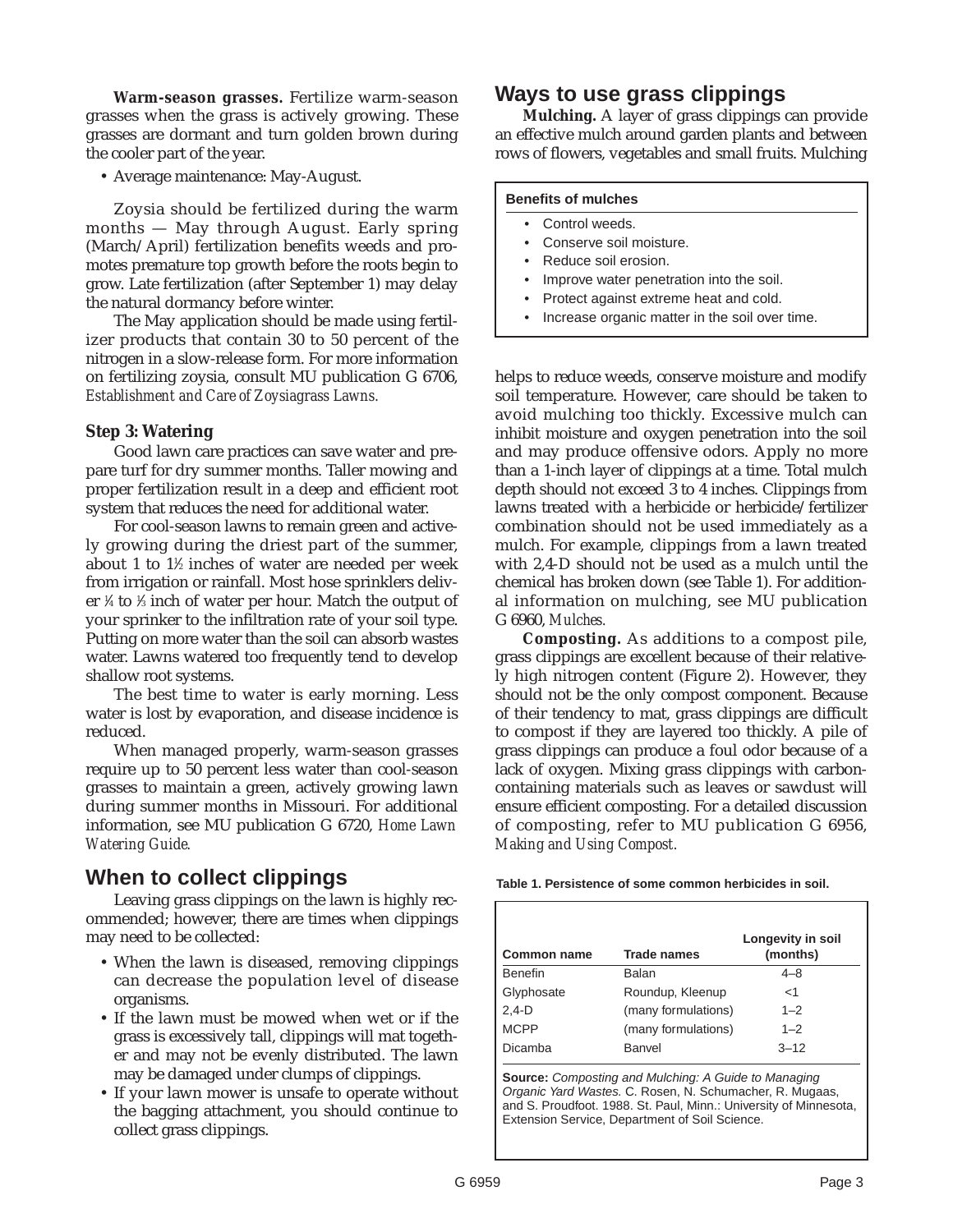**Warm-season grasses.** Fertilize warm-season grasses when the grass is actively growing. These grasses are dormant and turn golden brown during the cooler part of the year.

- Average maintenance: May-August.

Zoysia should be fertilized during the warm months — May through August. Early spring (March/April) fertilization benefits weeds and promotes premature top growth before the roots begin to grow. Late fertilization (after September 1) may delay the natural dormancy before winter.

The May application should be made using fertilizer products that contain 30 to 50 percent of the nitrogen in a slow-release form. For more information on fertilizing zoysia, consult MU publication G 6706, *Establishment and Care of Zoysiagrass Lawns.*

### Step 3: Watering

Good lawn care practices can save water and prepare turf for dry summer months. Taller mowing and proper fertilization result in a deep and efficient root system that reduces the need for additional water.

For cool-season lawns to remain green and actively growing during the driest part of the summer, about 1 to 1½ inches of water are needed per week from irrigation or rainfall. Most hose sprinklers deliver ¼ to ⅓ inch of water per hour. Match the output of your sprinker to the infiltration rate of your soil type. Putting on more water than the soil can absorb wastes water. Lawns watered too frequently tend to develop shallow root systems.

The best time to water is early morning. Less water is lost by evaporation, and disease incidence is reduced.

When managed properly, warm-season grasses require up to 50 percent less water than cool-season grasses to maintain a green, actively growing lawn during summer months in Missouri. For additional information, see MU publication G 6720, *Home Lawn Watering Guide.*

## When to collect clippings

Leaving grass clippings on the lawn is highly recommended; however, there are times when clippings may need to be collected:

- When the lawn is diseased, removing clippings can decrease the population level of disease organisms.
- If the lawn must be mowed when wet or if the grass is excessively tall, clippings will mat together and may not be evenly distributed. The lawn may be damaged under clumps of clippings.
- If your lawn mower is unsafe to operate without the bagging attachment, you should continue to collect grass clippings.

## Ways to use grass clippings

**Mulching.** A layer of grass clippings can provide an effective mulch around garden plants and between rows of flowers, vegetables and small fruits. Mulching helps to reduce weeds, conserve moisture and modify soil temperature. However, care should be taken to avoid mulching too thickly. Excessive mulch can inhibit moisture and oxygen penetration into the soil and may produce offensive odors. Apply no more than a 1-inch layer of clippings at a time. Total mulch depth should not exceed 3 to 4 inches. Clippings from lawns treated with a herbicide or herbicide/fertilizer combination should not be used immediately as a mulch. For example, clippings from a lawn treated with 2,4-D should not be used as a mulch until the chemical has broken down (see Table 1). For additional information on mulching, see MU publication G 6960, *Mulches.*

**Benefits of mulches**

- Control weeds.
- Conserve soil moisture.
- Reduce soil erosion.
- Improve water penetration into the soil.
- Protect against extreme heat and cold.
- Increase organic matter in the soil over time.

**Composting.** As additions to a compost pile, grass clippings are excellent because of their relatively high nitrogen content (Figure 2). However, they should not be the only compost component. Because of their tendency to mat, grass clippings are difficult to compost if they are layered too thickly. A pile of grass clippings can produce a foul odor because of a lack of oxygen. Mixing grass clippings with carbon-containing materials such as leaves or sawdust will ensure efficient composting. For a detailed discussion of composting, refer to MU publication G 6956, *Making and Using Compost.*

**Table 1. Persistence of some common herbicides in soil.**

| Common name | Trade names | Longevity in soil (months) |
|---|---|---|
| Benefin | Balan | 4–8 |
| Glyphosate | Roundup, Kleenup | <1 |
| 2,4-D | (many formulations) | 1–2 |
| MCPP | (many formulations) | 1–2 |
| Dicamba | Banvel | 3–12 |

**Source:** *Composting and Mulching: A Guide to Managing Organic Yard Wastes.* C. Rosen, N. Schumacher, R. Mugaas, and S. Proudfoot. 1988. St. Paul, Minn.: University of Minnesota, Extension Service, Department of Soil Science.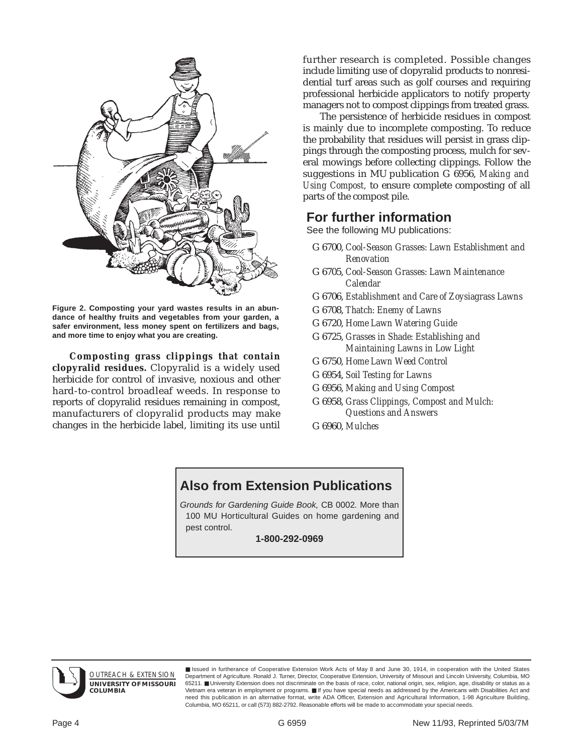Figure 2. Composting your yard wastes results in an abundance of healthy fruits and vegetables from your garden, a safer environment, less money spent on fertilizers and bags, and more time to enjoy what you are creating.

**Composting grass clippings that contain clopyralid residues.** Clopyralid is a widely used herbicide for control of invasive, noxious and other hard-to-control broadleaf weeds. In response to reports of clopyralid residues remaining in compost, manufacturers of clopyralid products may make changes in the herbicide label, limiting its use until further research is completed. Possible changes include limiting use of clopyralid products to nonresidential turf areas such as golf courses and requiring professional herbicide applicators to notify property managers not to compost clippings from treated grass.

The persistence of herbicide residues in compost is mainly due to incomplete composting. To reduce the probability that residues will persist in grass clippings through the composting process, mulch for several mowings before collecting clippings. Follow the suggestions in MU publication G 6956, *Making and Using Compost,* to ensure complete composting of all parts of the compost pile.

## For further information

See the following MU publications:

- G 6700, *Cool-Season Grasses: Lawn Establishment and Renovation*
- G 6705, *Cool-Season Grasses: Lawn Maintenance Calendar*
- G 6706, *Establishment and Care of Zoysiagrass Lawns*
- G 6708, *Thatch: Enemy of Lawns*
- G 6720, *Home Lawn Watering Guide*
- G 6725, *Grasses in Shade: Establishing and Maintaining Lawns in Low Light*
- G 6750, *Home Lawn Weed Control*
- G 6954, *Soil Testing for Lawns*
- G 6956, *Making and Using Compost*
- G 6958, *Grass Clippings, Compost and Mulch: Questions and Answers*
- G 6960, *Mulches*

## Also from Extension Publications

*Grounds for Gardening Guide Book,* CB 0002. More than 100 MU Horticultural Guides on home gardening and pest control.

**1-800-292-0969**

OUTREACH & EXTENSION
UNIVERSITY OF MISSOURI
COLUMBIA

■ Issued in furtherance of Cooperative Extension Work Acts of May 8 and June 30, 1914, in cooperation with the United States Department of Agriculture. Ronald J. Turner, Director, Cooperative Extension, University of Missouri and Lincoln University, Columbia, MO 65211. ■ University Extension does not discriminate on the basis of race, color, national origin, sex, religion, age, disability or status as a Vietnam era veteran in employment or programs. ■ If you have special needs as addressed by the Americans with Disabilities Act and need this publication in an alternative format, write ADA Officer, Extension and Agricultural Information, 1-98 Agriculture Building, Columbia, MO 65211, or call (573) 882-2792. Reasonable efforts will be made to accommodate your special needs.

G 6959 New 11/93, Reprinted 5/03/7M